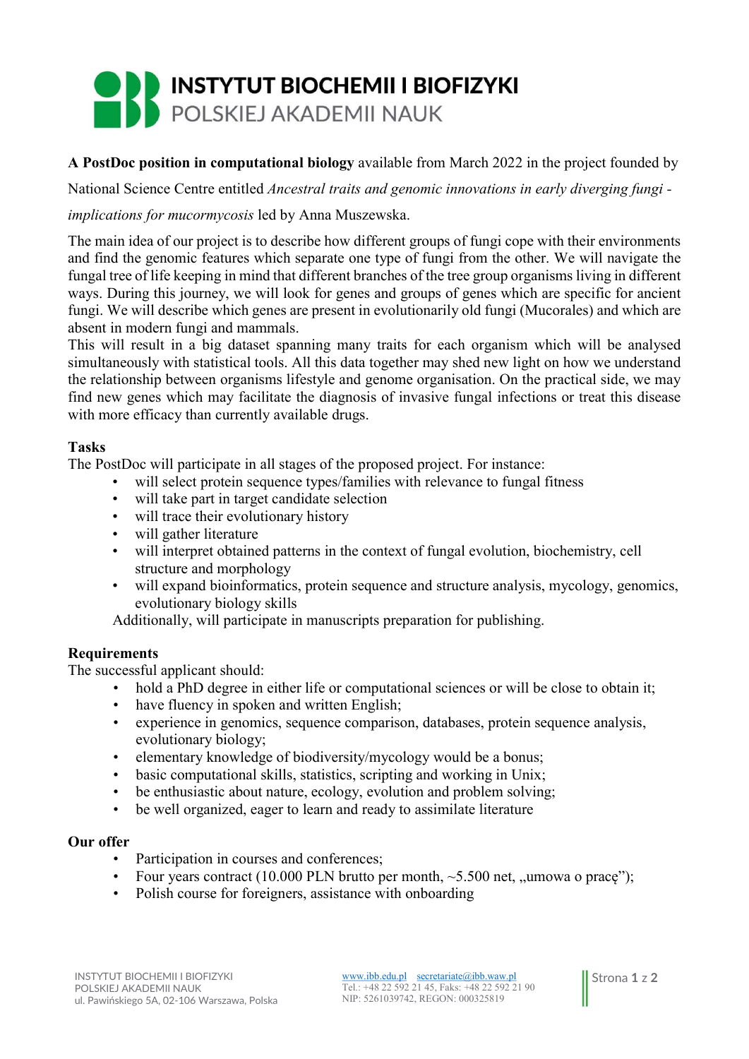# INSTYTUT BIOCHEMII I BIOFIZYKI
## POLSKIEJ AKADEMII NAUK

**A PostDoc position in computational biology** available from March 2022 in the project founded by National Science Centre entitled *Ancestral traits and genomic innovations in early diverging fungi - implications for mucormycosis* led by Anna Muszewska.

The main idea of our project is to describe how different groups of fungi cope with their environments and find the genomic features which separate one type of fungi from the other. We will navigate the fungal tree of life keeping in mind that different branches of the tree group organisms living in different ways. During this journey, we will look for genes and groups of genes which are specific for ancient fungi. We will describe which genes are present in evolutionarily old fungi (Mucorales) and which are absent in modern fungi and mammals.
This will result in a big dataset spanning many traits for each organism which will be analysed simultaneously with statistical tools. All this data together may shed new light on how we understand the relationship between organisms lifestyle and genome organisation. On the practical side, we may find new genes which may facilitate the diagnosis of invasive fungal infections or treat this disease with more efficacy than currently available drugs.

### Tasks

The PostDoc will participate in all stages of the proposed project. For instance:

- will select protein sequence types/families with relevance to fungal fitness
- will take part in target candidate selection
- will trace their evolutionary history
- will gather literature
- will interpret obtained patterns in the context of fungal evolution, biochemistry, cell structure and morphology
- will expand bioinformatics, protein sequence and structure analysis, mycology, genomics, evolutionary biology skills

Additionally, will participate in manuscripts preparation for publishing.

### Requirements

The successful applicant should:

- hold a PhD degree in either life or computational sciences or will be close to obtain it;
- have fluency in spoken and written English;
- experience in genomics, sequence comparison, databases, protein sequence analysis, evolutionary biology;
- elementary knowledge of biodiversity/mycology would be a bonus;
- basic computational skills, statistics, scripting and working in Unix;
- be enthusiastic about nature, ecology, evolution and problem solving;
- be well organized, eager to learn and ready to assimilate literature

### Our offer

- Participation in courses and conferences;
- Four years contract (10.000 PLN brutto per month, ~5.500 net, „umowa o pracę");
- Polish course for foreigners, assistance with onboarding

INSTYTUT BIOCHEMII I BIOFIZYKI POLSKIEJ AKADEMII NAUK
ul. Pawińskiego 5A, 02-106 Warszawa, Polska

www.ibb.edu.pl secretariate@ibb.waw.pl
Tel.: +48 22 592 21 45, Faks: +48 22 592 21 90
NIP: 5261039742, REGON: 000325819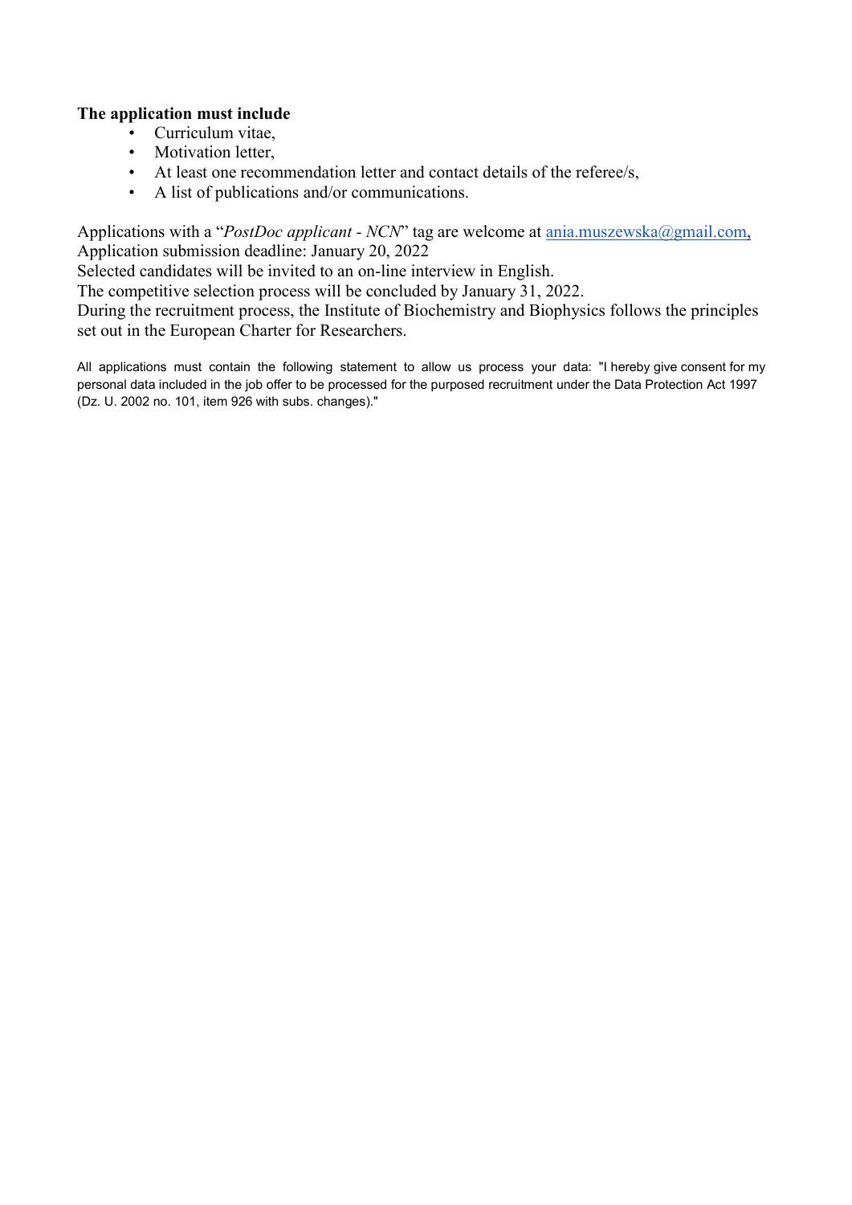**The application must include**

- Curriculum vitae,
- Motivation letter,
- At least one recommendation letter and contact details of the referee/s,
- A list of publications and/or communications.

Applications with a "*PostDoc applicant - NCN*" tag are welcome at ania.muszewska@gmail.com,
Application submission deadline: January 20, 2022
Selected candidates will be invited to an on-line interview in English.
The competitive selection process will be concluded by January 31, 2022.
During the recruitment process, the Institute of Biochemistry and Biophysics follows the principles set out in the European Charter for Researchers.

All applications must contain the following statement to allow us process your data: "I hereby give consent for my personal data included in the job offer to be processed for the purposed recruitment under the Data Protection Act 1997 (Dz. U. 2002 no. 101, item 926 with subs. changes)."